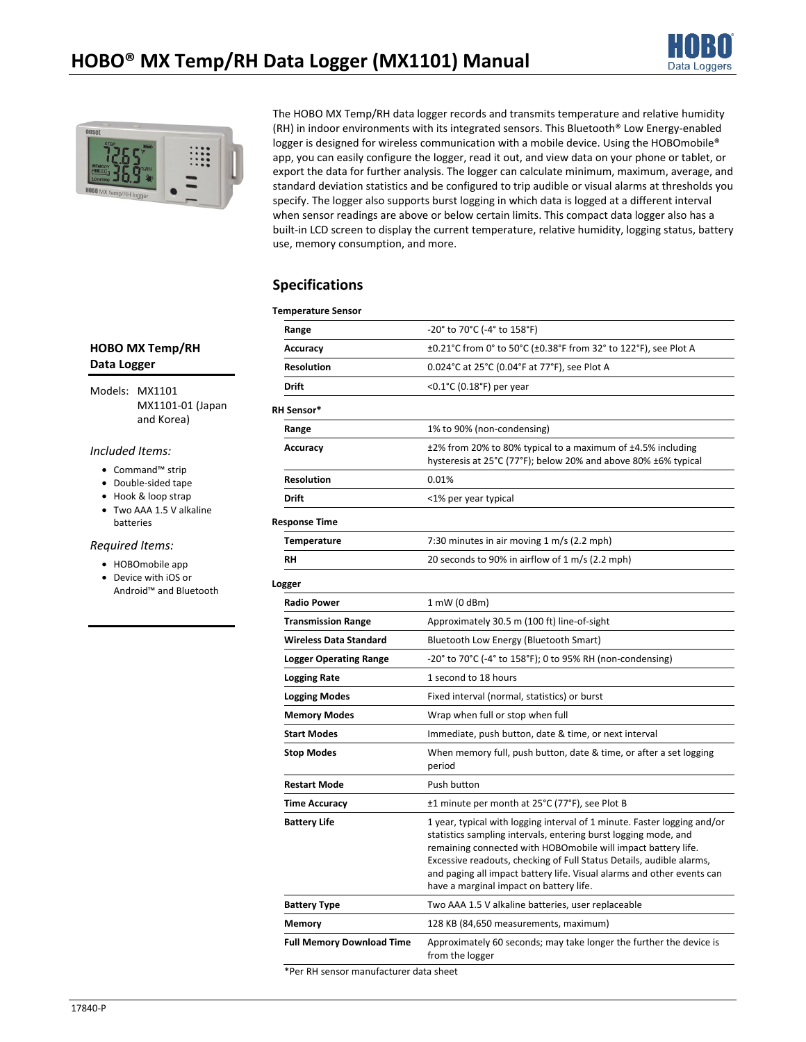# HOBO® MX Temp/RH Data Logger (MX1101) Manual

The HOBO MX Temp/RH data logger records and transmits temperature and relative humidity (RH) in indoor environments with its integrated sensors. This Bluetooth® Low Energy-enabled logger is designed for wireless communication with a mobile device. Using the HOBOmobile® app, you can easily configure the logger, read it out, and view data on your phone or tablet, or export the data for further analysis. The logger can calculate minimum, maximum, average, and standard deviation statistics and be configured to trip audible or visual alarms at thresholds you specify. The logger also supports burst logging in which data is logged at a different interval when sensor readings are above or below certain limits. This compact data logger also has a built-in LCD screen to display the current temperature, relative humidity, logging status, battery use, memory consumption, and more.

### HOBO MX Temp/RH Data Logger

Models: MX1101
MX1101-01 (Japan and Korea)

*Included Items:*

- Command™ strip
- Double-sided tape
- Hook & loop strap
- Two AAA 1.5 V alkaline batteries

*Required Items:*

- HOBOmobile app
- Device with iOS or Android™ and Bluetooth

## Specifications

**Temperature Sensor**

| | |
|---|---|
| **Range** | -20° to 70°C (-4° to 158°F) |
| **Accuracy** | ±0.21°C from 0° to 50°C (±0.38°F from 32° to 122°F), see Plot A |
| **Resolution** | 0.024°C at 25°C (0.04°F at 77°F), see Plot A |
| **Drift** | <0.1°C (0.18°F) per year |

**RH Sensor***

| | |
|---|---|
| **Range** | 1% to 90% (non-condensing) |
| **Accuracy** | ±2% from 20% to 80% typical to a maximum of ±4.5% including hysteresis at 25°C (77°F); below 20% and above 80% ±6% typical |
| **Resolution** | 0.01% |
| **Drift** | <1% per year typical |

**Response Time**

| | |
|---|---|
| **Temperature** | 7:30 minutes in air moving 1 m/s (2.2 mph) |
| **RH** | 20 seconds to 90% in airflow of 1 m/s (2.2 mph) |

**Logger**

| | |
|---|---|
| **Radio Power** | 1 mW (0 dBm) |
| **Transmission Range** | Approximately 30.5 m (100 ft) line-of-sight |
| **Wireless Data Standard** | Bluetooth Low Energy (Bluetooth Smart) |
| **Logger Operating Range** | -20° to 70°C (-4° to 158°F); 0 to 95% RH (non-condensing) |
| **Logging Rate** | 1 second to 18 hours |
| **Logging Modes** | Fixed interval (normal, statistics) or burst |
| **Memory Modes** | Wrap when full or stop when full |
| **Start Modes** | Immediate, push button, date & time, or next interval |
| **Stop Modes** | When memory full, push button, date & time, or after a set logging period |
| **Restart Mode** | Push button |
| **Time Accuracy** | ±1 minute per month at 25°C (77°F), see Plot B |
| **Battery Life** | 1 year, typical with logging interval of 1 minute. Faster logging and/or statistics sampling intervals, entering burst logging mode, and remaining connected with HOBOmobile will impact battery life. Excessive readouts, checking of Full Status Details, audible alarms, and paging all impact battery life. Visual alarms and other events can have a marginal impact on battery life. |
| **Battery Type** | Two AAA 1.5 V alkaline batteries, user replaceable |
| **Memory** | 128 KB (84,650 measurements, maximum) |
| **Full Memory Download Time** | Approximately 60 seconds; may take longer the further the device is from the logger |

*Per RH sensor manufacturer data sheet

17840-P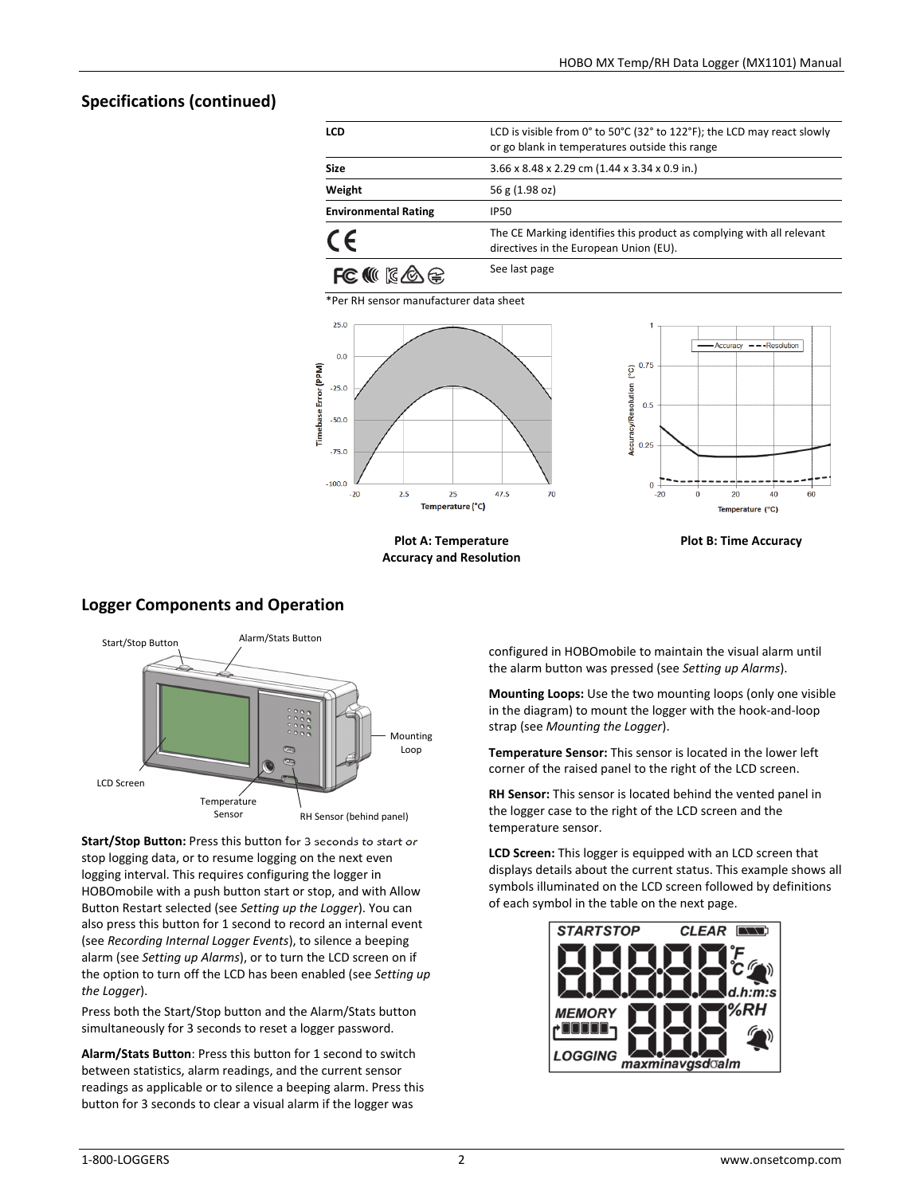## Specifications (continued)

| | |
|---|---|
| **LCD** | LCD is visible from 0° to 50°C (32° to 122°F); the LCD may react slowly or go blank in temperatures outside this range |
| **Size** | 3.66 x 8.48 x 2.29 cm (1.44 x 3.34 x 0.9 in.) |
| **Weight** | 56 g (1.98 oz) |
| **Environmental Rating** | IP50 |
| CE | The CE Marking identifies this product as complying with all relevant directives in the European Union (EU). |
| FC | See last page |

*Per RH sensor manufacturer data sheet

**Plot A: Temperature Accuracy and Resolution**

**Plot B: Time Accuracy**

## Logger Components and Operation

**Start/Stop Button:** Press this button for 3 seconds to start or stop logging data, or to resume logging on the next even logging interval. This requires configuring the logger in HOBOmobile with a push button start or stop, and with Allow Button Restart selected (see *Setting up the Logger*). You can also press this button for 1 second to record an internal event (see *Recording Internal Logger Events*), to silence a beeping alarm (see *Setting up Alarms*), or to turn the LCD screen on if the option to turn off the LCD has been enabled (see *Setting up the Logger*).

Press both the Start/Stop button and the Alarm/Stats button simultaneously for 3 seconds to reset a logger password.

**Alarm/Stats Button**: Press this button for 1 second to switch between statistics, alarm readings, and the current sensor readings as applicable or to silence a beeping alarm. Press this button for 3 seconds to clear a visual alarm if the logger was configured in HOBOmobile to maintain the visual alarm until the alarm button was pressed (see *Setting up Alarms*).

**Mounting Loops:** Use the two mounting loops (only one visible in the diagram) to mount the logger with the hook-and-loop strap (see *Mounting the Logger*).

**Temperature Sensor:** This sensor is located in the lower left corner of the raised panel to the right of the LCD screen.

**RH Sensor:** This sensor is located behind the vented panel in the logger case to the right of the LCD screen and the temperature sensor.

**LCD Screen:** This logger is equipped with an LCD screen that displays details about the current status. This example shows all symbols illuminated on the LCD screen followed by definitions of each symbol in the table on the next page.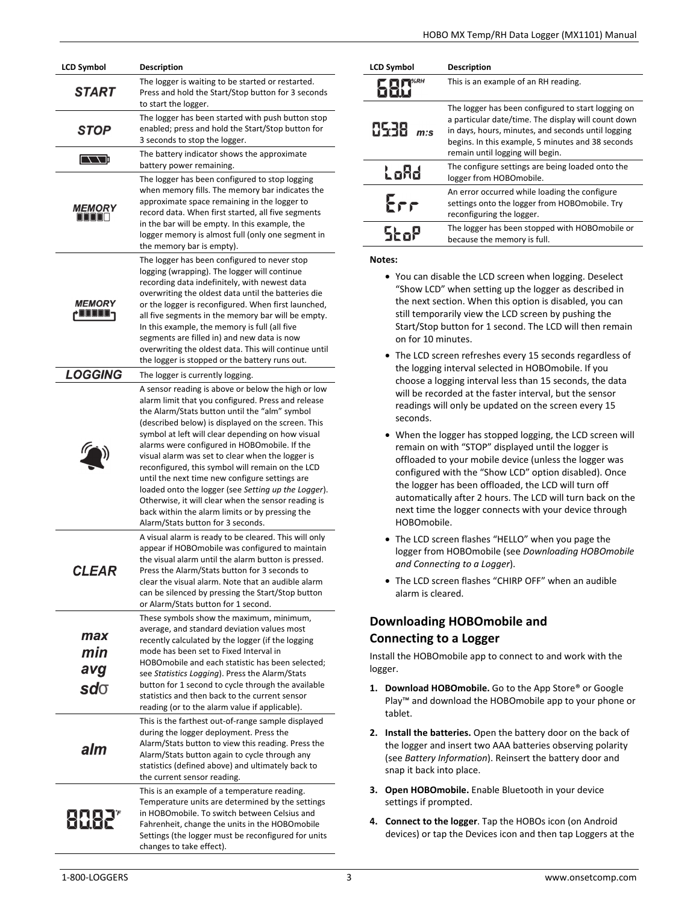| LCD Symbol | Description |
|---|---|
| START | The logger is waiting to be started or restarted. Press and hold the Start/Stop button for 3 seconds to start the logger. |
| STOP | The logger has been started with push button stop enabled; press and hold the Start/Stop button for 3 seconds to stop the logger. |
| (battery icon) | The battery indicator shows the approximate battery power remaining. |
| MEMORY | The logger has been configured to stop logging when memory fills. The memory bar indicates the approximate space remaining in the logger to record data. When first started, all five segments in the bar will be empty. In this example, the logger memory is almost full (only one segment in the memory bar is empty). |
| MEMORY | The logger has been configured to never stop logging (wrapping). The logger will continue recording data indefinitely, with newest data overwriting the oldest data until the batteries die or the logger is reconfigured. When first launched, all five segments in the memory bar will be empty. In this example, the memory is full (all five segments are filled in) and new data is now overwriting the oldest data. This will continue until the logger is stopped or the battery runs out. |
| LOGGING | The logger is currently logging. |
| (alarm bell icon) | A sensor reading is above or below the high or low alarm limit that you configured. Press and release the Alarm/Stats button until the "alm" symbol (described below) is displayed on the screen. This symbol at left will clear depending on how visual alarms were configured in HOBOmobile. If the visual alarm was set to clear when the logger is reconfigured, this symbol will remain on the LCD until the next time new configure settings are loaded onto the logger (see *Setting up the Logger*). Otherwise, it will clear when the sensor reading is back within the alarm limits or by pressing the Alarm/Stats button for 3 seconds. |
| CLEAR | A visual alarm is ready to be cleared. This will only appear if HOBOmobile was configured to maintain the visual alarm until the alarm button is pressed. Press the Alarm/Stats button for 3 seconds to clear the visual alarm. Note that an audible alarm can be silenced by pressing the Start/Stop button or Alarm/Stats button for 1 second. |
| max min avg sdσ | These symbols show the maximum, minimum, average, and standard deviation values most recently calculated by the logger (if the logging mode has been set to Fixed Interval in HOBOmobile and each statistic has been selected; see *Statistics Logging*). Press the Alarm/Stats button for 1 second to cycle through the available statistics and then back to the current sensor reading (or to the alarm value if applicable). |
| alm | This is the farthest out-of-range sample displayed during the logger deployment. Press the Alarm/Stats button to view this reading. Press the Alarm/Stats button again to cycle through any statistics (defined above) and ultimately back to the current sensor reading. |
| 80.82 °F | This is an example of a temperature reading. Temperature units are determined by the settings in HOBOmobile. To switch between Celsius and Fahrenheit, change the units in the HOBOmobile Settings (the logger must be reconfigured for units changes to take effect). |
| 68.0 %RH | This is an example of an RH reading. |
| 05:38 m:s | The logger has been configured to start logging on a particular date/time. The display will count down in days, hours, minutes, and seconds until logging begins. In this example, 5 minutes and 38 seconds remain until logging will begin. |
| LoAd | The configure settings are being loaded onto the logger from HOBOmobile. |
| Err | An error occurred while loading the configure settings onto the logger from HOBOmobile. Try reconfiguring the logger. |
| StoP | The logger has been stopped with HOBOmobile or because the memory is full. |

**Notes:**

- You can disable the LCD screen when logging. Deselect "Show LCD" when setting up the logger as described in the next section. When this option is disabled, you can still temporarily view the LCD screen by pushing the Start/Stop button for 1 second. The LCD will then remain on for 10 minutes.
- The LCD screen refreshes every 15 seconds regardless of the logging interval selected in HOBOmobile. If you choose a logging interval less than 15 seconds, the data will be recorded at the faster interval, but the sensor readings will only be updated on the screen every 15 seconds.
- When the logger has stopped logging, the LCD screen will remain on with "STOP" displayed until the logger is offloaded to your mobile device (unless the logger was configured with the "Show LCD" option disabled). Once the logger has been offloaded, the LCD will turn off automatically after 2 hours. The LCD will turn back on the next time the logger connects with your device through HOBOmobile.
- The LCD screen flashes "HELLO" when you page the logger from HOBOmobile (see *Downloading HOBOmobile and Connecting to a Logger*).
- The LCD screen flashes "CHIRP OFF" when an audible alarm is cleared.

## Downloading HOBOmobile and Connecting to a Logger

Install the HOBOmobile app to connect to and work with the logger.

1. **Download HOBOmobile.** Go to the App Store® or Google Play™ and download the HOBOmobile app to your phone or tablet.
2. **Install the batteries.** Open the battery door on the back of the logger and insert two AAA batteries observing polarity (see *Battery Information*). Reinsert the battery door and snap it back into place.
3. **Open HOBOmobile.** Enable Bluetooth in your device settings if prompted.
4. **Connect to the logger**. Tap the HOBOs icon (on Android devices) or tap the Devices icon and then tap Loggers at the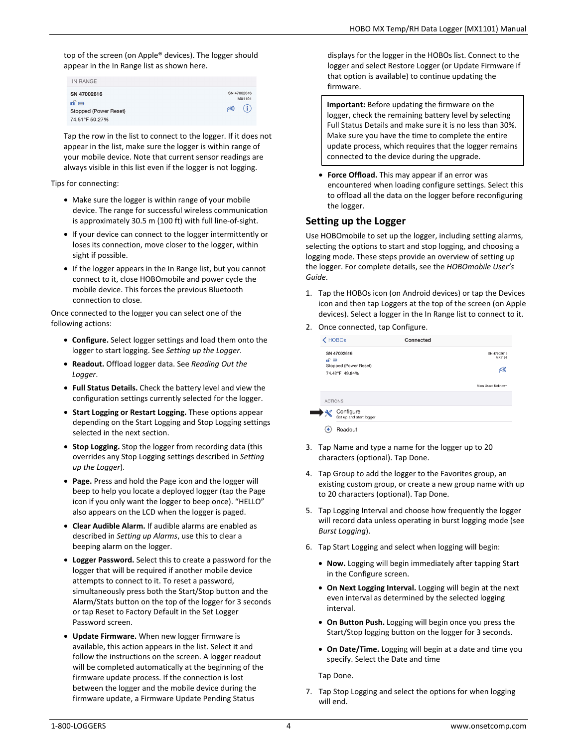top of the screen (on Apple® devices). The logger should appear in the In Range list as shown here.

Tap the row in the list to connect to the logger. If it does not appear in the list, make sure the logger is within range of your mobile device. Note that current sensor readings are always visible in this list even if the logger is not logging.

Tips for connecting:

- Make sure the logger is within range of your mobile device. The range for successful wireless communication is approximately 30.5 m (100 ft) with full line-of-sight.
- If your device can connect to the logger intermittently or loses its connection, move closer to the logger, within sight if possible.
- If the logger appears in the In Range list, but you cannot connect to it, close HOBOmobile and power cycle the mobile device. This forces the previous Bluetooth connection to close.

Once connected to the logger you can select one of the following actions:

- **Configure.** Select logger settings and load them onto the logger to start logging. See *Setting up the Logger*.
- **Readout.** Offload logger data. See *Reading Out the Logger*.
- **Full Status Details.** Check the battery level and view the configuration settings currently selected for the logger.
- **Start Logging or Restart Logging.** These options appear depending on the Start Logging and Stop Logging settings selected in the next section.
- **Stop Logging.** Stop the logger from recording data (this overrides any Stop Logging settings described in *Setting up the Logger*).
- **Page.** Press and hold the Page icon and the logger will beep to help you locate a deployed logger (tap the Page icon if you only want the logger to beep once). "HELLO" also appears on the LCD when the logger is paged.
- **Clear Audible Alarm.** If audible alarms are enabled as described in *Setting up Alarms*, use this to clear a beeping alarm on the logger.
- **Logger Password.** Select this to create a password for the logger that will be required if another mobile device attempts to connect to it. To reset a password, simultaneously press both the Start/Stop button and the Alarm/Stats button on the top of the logger for 3 seconds or tap Reset to Factory Default in the Set Logger Password screen.
- **Update Firmware.** When new logger firmware is available, this action appears in the list. Select it and follow the instructions on the screen. A logger readout will be completed automatically at the beginning of the firmware update process. If the connection is lost between the logger and the mobile device during the firmware update, a Firmware Update Pending Status displays for the logger in the HOBOs list. Connect to the logger and select Restore Logger (or Update Firmware if that option is available) to continue updating the firmware.

  **Important:** Before updating the firmware on the logger, check the remaining battery level by selecting Full Status Details and make sure it is no less than 30%. Make sure you have the time to complete the entire update process, which requires that the logger remains connected to the device during the upgrade.

- **Force Offload.** This may appear if an error was encountered when loading configure settings. Select this to offload all the data on the logger before reconfiguring the logger.

## Setting up the Logger

Use HOBOmobile to set up the logger, including setting alarms, selecting the options to start and stop logging, and choosing a logging mode. These steps provide an overview of setting up the logger. For complete details, see the *HOBOmobile User's Guide*.

1. Tap the HOBOs icon (on Android devices) or tap the Devices icon and then tap Loggers at the top of the screen (on Apple devices). Select a logger in the In Range list to connect to it.
2. Once connected, tap Configure.
3. Tap Name and type a name for the logger up to 20 characters (optional). Tap Done.
4. Tap Group to add the logger to the Favorites group, an existing custom group, or create a new group name with up to 20 characters (optional). Tap Done.
5. Tap Logging Interval and choose how frequently the logger will record data unless operating in burst logging mode (see *Burst Logging*).
6. Tap Start Logging and select when logging will begin:
   - **Now.** Logging will begin immediately after tapping Start in the Configure screen.
   - **On Next Logging Interval.** Logging will begin at the next even interval as determined by the selected logging interval.
   - **On Button Push.** Logging will begin once you press the Start/Stop logging button on the logger for 3 seconds.
   - **On Date/Time.** Logging will begin at a date and time you specify. Select the Date and time

   Tap Done.
7. Tap Stop Logging and select the options for when logging will end.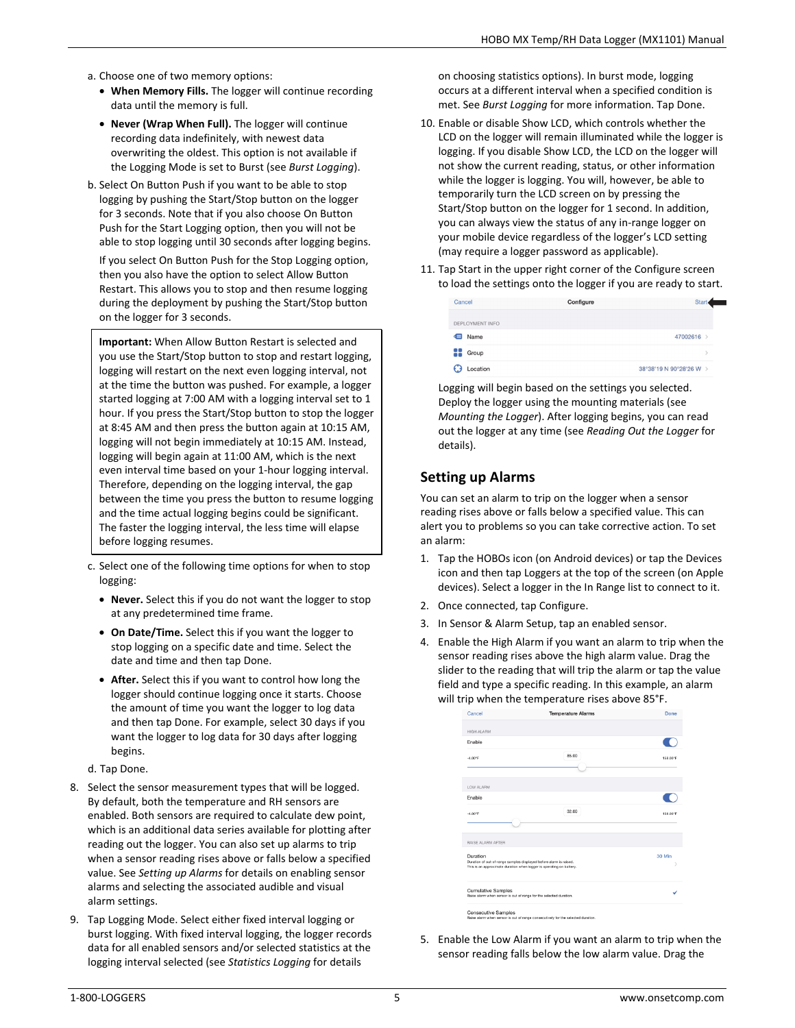a. Choose one of two memory options:

- **When Memory Fills.** The logger will continue recording data until the memory is full.
- **Never (Wrap When Full).** The logger will continue recording data indefinitely, with newest data overwriting the oldest. This option is not available if the Logging Mode is set to Burst (see *Burst Logging*).

b. Select On Button Push if you want to be able to stop logging by pushing the Start/Stop button on the logger for 3 seconds. Note that if you also choose On Button Push for the Start Logging option, then you will not be able to stop logging until 30 seconds after logging begins.

If you select On Button Push for the Stop Logging option, then you also have the option to select Allow Button Restart. This allows you to stop and then resume logging during the deployment by pushing the Start/Stop button on the logger for 3 seconds.

> **Important:** When Allow Button Restart is selected and you use the Start/Stop button to stop and restart logging, logging will restart on the next even logging interval, not at the time the button was pushed. For example, a logger started logging at 7:00 AM with a logging interval set to 1 hour. If you press the Start/Stop button to stop the logger at 8:45 AM and then press the button again at 10:15 AM, logging will not begin immediately at 10:15 AM. Instead, logging will begin again at 11:00 AM, which is the next even interval time based on your 1-hour logging interval. Therefore, depending on the logging interval, the gap between the time you press the button to resume logging and the time actual logging begins could be significant. The faster the logging interval, the less time will elapse before logging resumes.

c. Select one of the following time options for when to stop logging:

- **Never.** Select this if you do not want the logger to stop at any predetermined time frame.
- **On Date/Time.** Select this if you want the logger to stop logging on a specific date and time. Select the date and time and then tap Done.
- **After.** Select this if you want to control how long the logger should continue logging once it starts. Choose the amount of time you want the logger to log data and then tap Done. For example, select 30 days if you want the logger to log data for 30 days after logging begins.

d. Tap Done.

8. Select the sensor measurement types that will be logged. By default, both the temperature and RH sensors are enabled. Both sensors are required to calculate dew point, which is an additional data series available for plotting after reading out the logger. You can also set up alarms to trip when a sensor reading rises above or falls below a specified value. See *Setting up Alarms* for details on enabling sensor alarms and selecting the associated audible and visual alarm settings.
9. Tap Logging Mode. Select either fixed interval logging or burst logging. With fixed interval logging, the logger records data for all enabled sensors and/or selected statistics at the logging interval selected (see *Statistics Logging* for details on choosing statistics options). In burst mode, logging occurs at a different interval when a specified condition is met. See *Burst Logging* for more information. Tap Done.
10. Enable or disable Show LCD, which controls whether the LCD on the logger will remain illuminated while the logger is logging. If you disable Show LCD, the LCD on the logger will not show the current reading, status, or other information while the logger is logging. You will, however, be able to temporarily turn the LCD screen on by pressing the Start/Stop button on the logger for 1 second. In addition, you can always view the status of any in-range logger on your mobile device regardless of the logger's LCD setting (may require a logger password as applicable).
11. Tap Start in the upper right corner of the Configure screen to load the settings onto the logger if you are ready to start.

Logging will begin based on the settings you selected. Deploy the logger using the mounting materials (see *Mounting the Logger*). After logging begins, you can read out the logger at any time (see *Reading Out the Logger* for details).

## Setting up Alarms

You can set an alarm to trip on the logger when a sensor reading rises above or falls below a specified value. This can alert you to problems so you can take corrective action. To set an alarm:

1. Tap the HOBOs icon (on Android devices) or tap the Devices icon and then tap Loggers at the top of the screen (on Apple devices). Select a logger in the In Range list to connect to it.
2. Once connected, tap Configure.
3. In Sensor & Alarm Setup, tap an enabled sensor.
4. Enable the High Alarm if you want an alarm to trip when the sensor reading rises above the high alarm value. Drag the slider to the reading that will trip the alarm or tap the value field and type a specific reading. In this example, an alarm will trip when the temperature rises above 85°F.
5. Enable the Low Alarm if you want an alarm to trip when the sensor reading falls below the low alarm value. Drag the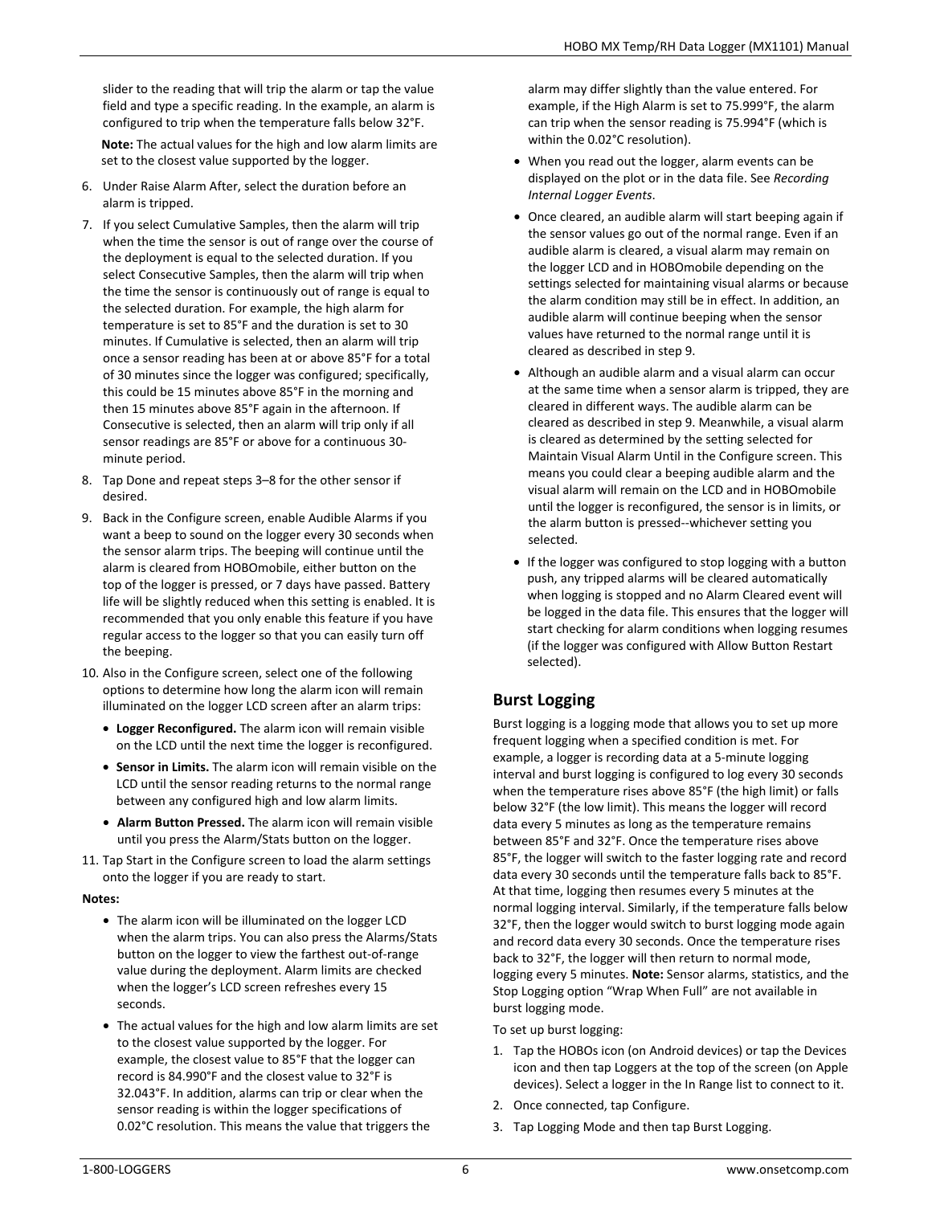slider to the reading that will trip the alarm or tap the value field and type a specific reading. In the example, an alarm is configured to trip when the temperature falls below 32°F.

**Note:** The actual values for the high and low alarm limits are set to the closest value supported by the logger.

6. Under Raise Alarm After, select the duration before an alarm is tripped.
7. If you select Cumulative Samples, then the alarm will trip when the time the sensor is out of range over the course of the deployment is equal to the selected duration. If you select Consecutive Samples, then the alarm will trip when the time the sensor is continuously out of range is equal to the selected duration. For example, the high alarm for temperature is set to 85°F and the duration is set to 30 minutes. If Cumulative is selected, then an alarm will trip once a sensor reading has been at or above 85°F for a total of 30 minutes since the logger was configured; specifically, this could be 15 minutes above 85°F in the morning and then 15 minutes above 85°F again in the afternoon. If Consecutive is selected, then an alarm will trip only if all sensor readings are 85°F or above for a continuous 30-minute period.
8. Tap Done and repeat steps 3–8 for the other sensor if desired.
9. Back in the Configure screen, enable Audible Alarms if you want a beep to sound on the logger every 30 seconds when the sensor alarm trips. The beeping will continue until the alarm is cleared from HOBOmobile, either button on the top of the logger is pressed, or 7 days have passed. Battery life will be slightly reduced when this setting is enabled. It is recommended that you only enable this feature if you have regular access to the logger so that you can easily turn off the beeping.
10. Also in the Configure screen, select one of the following options to determine how long the alarm icon will remain illuminated on the logger LCD screen after an alarm trips:
    - **Logger Reconfigured.** The alarm icon will remain visible on the LCD until the next time the logger is reconfigured.
    - **Sensor in Limits.** The alarm icon will remain visible on the LCD until the sensor reading returns to the normal range between any configured high and low alarm limits.
    - **Alarm Button Pressed.** The alarm icon will remain visible until you press the Alarm/Stats button on the logger.
11. Tap Start in the Configure screen to load the alarm settings onto the logger if you are ready to start.

**Notes:**

- The alarm icon will be illuminated on the logger LCD when the alarm trips. You can also press the Alarms/Stats button on the logger to view the farthest out-of-range value during the deployment. Alarm limits are checked when the logger's LCD screen refreshes every 15 seconds.
- The actual values for the high and low alarm limits are set to the closest value supported by the logger. For example, the closest value to 85°F that the logger can record is 84.990°F and the closest value to 32°F is 32.043°F. In addition, alarms can trip or clear when the sensor reading is within the logger specifications of 0.02°C resolution. This means the value that triggers the alarm may differ slightly than the value entered. For example, if the High Alarm is set to 75.999°F, the alarm can trip when the sensor reading is 75.994°F (which is within the 0.02°C resolution).
- When you read out the logger, alarm events can be displayed on the plot or in the data file. See *Recording Internal Logger Events*.
- Once cleared, an audible alarm will start beeping again if the sensor values go out of the normal range. Even if an audible alarm is cleared, a visual alarm may remain on the logger LCD and in HOBOmobile depending on the settings selected for maintaining visual alarms or because the alarm condition may still be in effect. In addition, an audible alarm will continue beeping when the sensor values have returned to the normal range until it is cleared as described in step 9.
- Although an audible alarm and a visual alarm can occur at the same time when a sensor alarm is tripped, they are cleared in different ways. The audible alarm can be cleared as described in step 9. Meanwhile, a visual alarm is cleared as determined by the setting selected for Maintain Visual Alarm Until in the Configure screen. This means you could clear a beeping audible alarm and the visual alarm will remain on the LCD and in HOBOmobile until the logger is reconfigured, the sensor is in limits, or the alarm button is pressed--whichever setting you selected.
- If the logger was configured to stop logging with a button push, any tripped alarms will be cleared automatically when logging is stopped and no Alarm Cleared event will be logged in the data file. This ensures that the logger will start checking for alarm conditions when logging resumes (if the logger was configured with Allow Button Restart selected).

## Burst Logging

Burst logging is a logging mode that allows you to set up more frequent logging when a specified condition is met. For example, a logger is recording data at a 5-minute logging interval and burst logging is configured to log every 30 seconds when the temperature rises above 85°F (the high limit) or falls below 32°F (the low limit). This means the logger will record data every 5 minutes as long as the temperature remains between 85°F and 32°F. Once the temperature rises above 85°F, the logger will switch to the faster logging rate and record data every 30 seconds until the temperature falls back to 85°F. At that time, logging then resumes every 5 minutes at the normal logging interval. Similarly, if the temperature falls below 32°F, then the logger would switch to burst logging mode again and record data every 30 seconds. Once the temperature rises back to 32°F, the logger will then return to normal mode, logging every 5 minutes. **Note:** Sensor alarms, statistics, and the Stop Logging option "Wrap When Full" are not available in burst logging mode.

To set up burst logging:

1. Tap the HOBOs icon (on Android devices) or tap the Devices icon and then tap Loggers at the top of the screen (on Apple devices). Select a logger in the In Range list to connect to it.
2. Once connected, tap Configure.
3. Tap Logging Mode and then tap Burst Logging.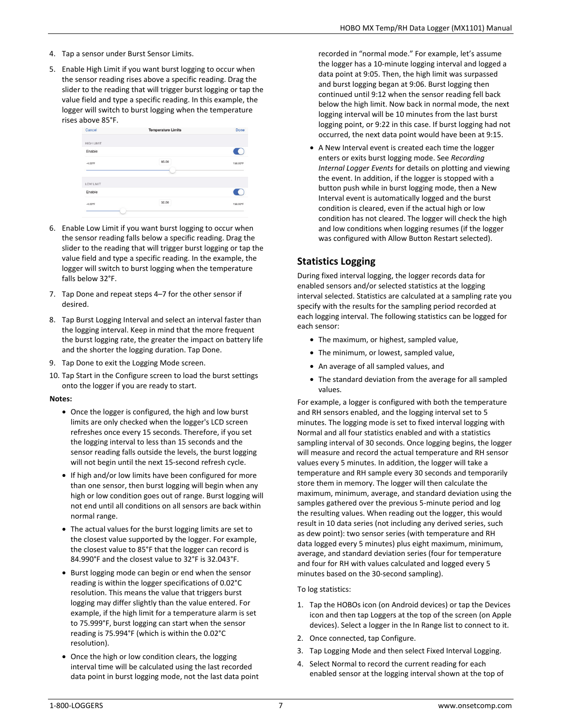4. Tap a sensor under Burst Sensor Limits.
5. Enable High Limit if you want burst logging to occur when the sensor reading rises above a specific reading. Drag the slider to the reading that will trigger burst logging or tap the value field and type a specific reading. In this example, the logger will switch to burst logging when the temperature rises above 85°F.
6. Enable Low Limit if you want burst logging to occur when the sensor reading falls below a specific reading. Drag the slider to the reading that will trigger burst logging or tap the value field and type a specific reading. In the example, the logger will switch to burst logging when the temperature falls below 32°F.
7. Tap Done and repeat steps 4–7 for the other sensor if desired.
8. Tap Burst Logging Interval and select an interval faster than the logging interval. Keep in mind that the more frequent the burst logging rate, the greater the impact on battery life and the shorter the logging duration. Tap Done.
9. Tap Done to exit the Logging Mode screen.
10. Tap Start in the Configure screen to load the burst settings onto the logger if you are ready to start.

**Notes:**

- Once the logger is configured, the high and low burst limits are only checked when the logger's LCD screen refreshes once every 15 seconds. Therefore, if you set the logging interval to less than 15 seconds and the sensor reading falls outside the levels, the burst logging will not begin until the next 15-second refresh cycle.
- If high and/or low limits have been configured for more than one sensor, then burst logging will begin when any high or low condition goes out of range. Burst logging will not end until all conditions on all sensors are back within normal range.
- The actual values for the burst logging limits are set to the closest value supported by the logger. For example, the closest value to 85°F that the logger can record is 84.990°F and the closest value to 32°F is 32.043°F.
- Burst logging mode can begin or end when the sensor reading is within the logger specifications of 0.02°C resolution. This means the value that triggers burst logging may differ slightly than the value entered. For example, if the high limit for a temperature alarm is set to 75.999°F, burst logging can start when the sensor reading is 75.994°F (which is within the 0.02°C resolution).
- Once the high or low condition clears, the logging interval time will be calculated using the last recorded data point in burst logging mode, not the last data point recorded in "normal mode." For example, let's assume the logger has a 10-minute logging interval and logged a data point at 9:05. Then, the high limit was surpassed and burst logging began at 9:06. Burst logging then continued until 9:12 when the sensor reading fell back below the high limit. Now back in normal mode, the next logging interval will be 10 minutes from the last burst logging point, or 9:22 in this case. If burst logging had not occurred, the next data point would have been at 9:15.
- A New Interval event is created each time the logger enters or exits burst logging mode. See *Recording Internal Logger Events* for details on plotting and viewing the event. In addition, if the logger is stopped with a button push while in burst logging mode, then a New Interval event is automatically logged and the burst condition is cleared, even if the actual high or low condition has not cleared. The logger will check the high and low conditions when logging resumes (if the logger was configured with Allow Button Restart selected).

## Statistics Logging

During fixed interval logging, the logger records data for enabled sensors and/or selected statistics at the logging interval selected. Statistics are calculated at a sampling rate you specify with the results for the sampling period recorded at each logging interval. The following statistics can be logged for each sensor:

- The maximum, or highest, sampled value,
- The minimum, or lowest, sampled value,
- An average of all sampled values, and
- The standard deviation from the average for all sampled values.

For example, a logger is configured with both the temperature and RH sensors enabled, and the logging interval set to 5 minutes. The logging mode is set to fixed interval logging with Normal and all four statistics enabled and with a statistics sampling interval of 30 seconds. Once logging begins, the logger will measure and record the actual temperature and RH sensor values every 5 minutes. In addition, the logger will take a temperature and RH sample every 30 seconds and temporarily store them in memory. The logger will then calculate the maximum, minimum, average, and standard deviation using the samples gathered over the previous 5-minute period and log the resulting values. When reading out the logger, this would result in 10 data series (not including any derived series, such as dew point): two sensor series (with temperature and RH data logged every 5 minutes) plus eight maximum, minimum, average, and standard deviation series (four for temperature and four for RH with values calculated and logged every 5 minutes based on the 30-second sampling).

To log statistics:

1. Tap the HOBOs icon (on Android devices) or tap the Devices icon and then tap Loggers at the top of the screen (on Apple devices). Select a logger in the In Range list to connect to it.
2. Once connected, tap Configure.
3. Tap Logging Mode and then select Fixed Interval Logging.
4. Select Normal to record the current reading for each enabled sensor at the logging interval shown at the top of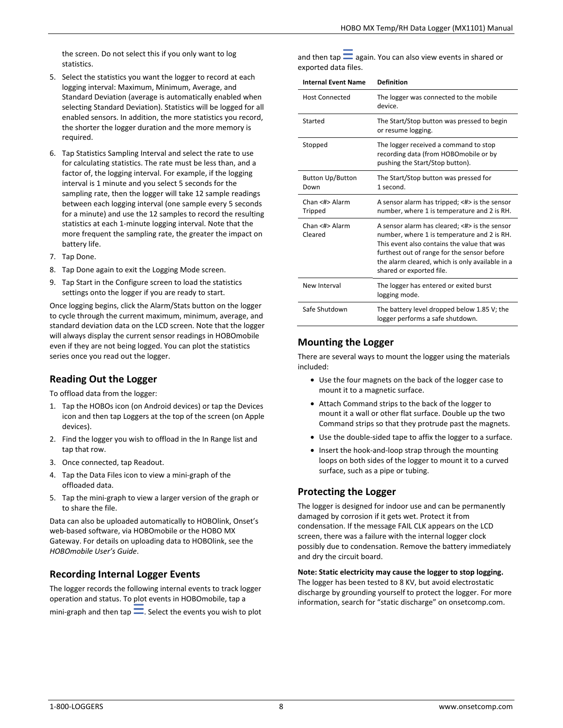the screen. Do not select this if you only want to log statistics.

5. Select the statistics you want the logger to record at each logging interval: Maximum, Minimum, Average, and Standard Deviation (average is automatically enabled when selecting Standard Deviation). Statistics will be logged for all enabled sensors. In addition, the more statistics you record, the shorter the logger duration and the more memory is required.
6. Tap Statistics Sampling Interval and select the rate to use for calculating statistics. The rate must be less than, and a factor of, the logging interval. For example, if the logging interval is 1 minute and you select 5 seconds for the sampling rate, then the logger will take 12 sample readings between each logging interval (one sample every 5 seconds for a minute) and use the 12 samples to record the resulting statistics at each 1-minute logging interval. Note that the more frequent the sampling rate, the greater the impact on battery life.
7. Tap Done.
8. Tap Done again to exit the Logging Mode screen.
9. Tap Start in the Configure screen to load the statistics settings onto the logger if you are ready to start.

Once logging begins, click the Alarm/Stats button on the logger to cycle through the current maximum, minimum, average, and standard deviation data on the LCD screen. Note that the logger will always display the current sensor readings in HOBOmobile even if they are not being logged. You can plot the statistics series once you read out the logger.

## Reading Out the Logger

To offload data from the logger:

1. Tap the HOBOs icon (on Android devices) or tap the Devices icon and then tap Loggers at the top of the screen (on Apple devices).
2. Find the logger you wish to offload in the In Range list and tap that row.
3. Once connected, tap Readout.
4. Tap the Data Files icon to view a mini-graph of the offloaded data.
5. Tap the mini-graph to view a larger version of the graph or to share the file.

Data can also be uploaded automatically to HOBOlink, Onset's web-based software, via HOBOmobile or the HOBO MX Gateway. For details on uploading data to HOBOlink, see the *HOBOmobile User's Guide*.

## Recording Internal Logger Events

The logger records the following internal events to track logger operation and status. To plot events in HOBOmobile, tap a mini-graph and then tap ☰. Select the events you wish to plot and then tap ☰ again. You can also view events in shared or exported data files.

| Internal Event Name | Definition |
|---|---|
| Host Connected | The logger was connected to the mobile device. |
| Started | The Start/Stop button was pressed to begin or resume logging. |
| Stopped | The logger received a command to stop recording data (from HOBOmobile or by pushing the Start/Stop button). |
| Button Up/Button Down | The Start/Stop button was pressed for 1 second. |
| Chan <#> Alarm Tripped | A sensor alarm has tripped; <#> is the sensor number, where 1 is temperature and 2 is RH. |
| Chan <#> Alarm Cleared | A sensor alarm has cleared; <#> is the sensor number, where 1 is temperature and 2 is RH. This event also contains the value that was furthest out of range for the sensor before the alarm cleared, which is only available in a shared or exported file. |
| New Interval | The logger has entered or exited burst logging mode. |
| Safe Shutdown | The battery level dropped below 1.85 V; the logger performs a safe shutdown. |

## Mounting the Logger

There are several ways to mount the logger using the materials included:

- Use the four magnets on the back of the logger case to mount it to a magnetic surface.
- Attach Command strips to the back of the logger to mount it a wall or other flat surface. Double up the two Command strips so that they protrude past the magnets.
- Use the double-sided tape to affix the logger to a surface.
- Insert the hook-and-loop strap through the mounting loops on both sides of the logger to mount it to a curved surface, such as a pipe or tubing.

## Protecting the Logger

The logger is designed for indoor use and can be permanently damaged by corrosion if it gets wet. Protect it from condensation. If the message FAIL CLK appears on the LCD screen, there was a failure with the internal logger clock possibly due to condensation. Remove the battery immediately and dry the circuit board.

**Note: Static electricity may cause the logger to stop logging.** The logger has been tested to 8 KV, but avoid electrostatic discharge by grounding yourself to protect the logger. For more information, search for "static discharge" on onsetcomp.com.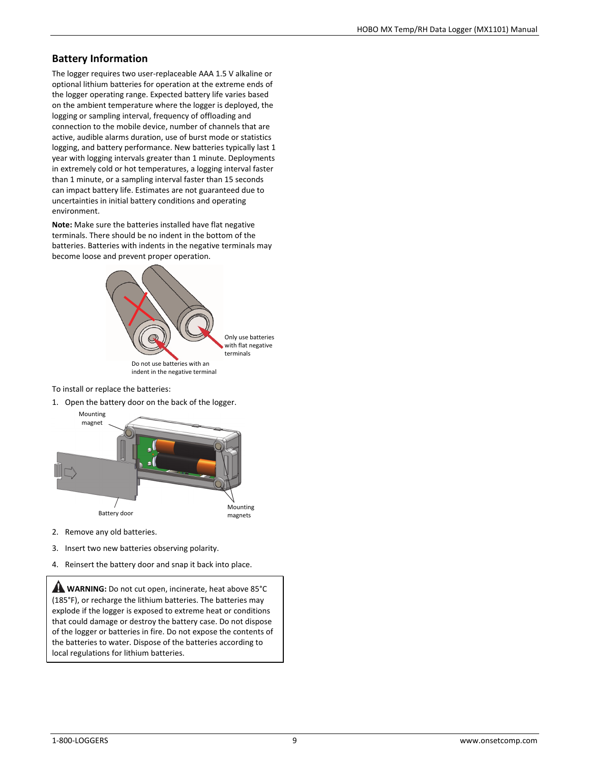## Battery Information

The logger requires two user-replaceable AAA 1.5 V alkaline or optional lithium batteries for operation at the extreme ends of the logger operating range. Expected battery life varies based on the ambient temperature where the logger is deployed, the logging or sampling interval, frequency of offloading and connection to the mobile device, number of channels that are active, audible alarms duration, use of burst mode or statistics logging, and battery performance. New batteries typically last 1 year with logging intervals greater than 1 minute. Deployments in extremely cold or hot temperatures, a logging interval faster than 1 minute, or a sampling interval faster than 15 seconds can impact battery life. Estimates are not guaranteed due to uncertainties in initial battery conditions and operating environment.

**Note:** Make sure the batteries installed have flat negative terminals. There should be no indent in the bottom of the batteries. Batteries with indents in the negative terminals may become loose and prevent proper operation.

Only use batteries with flat negative terminals

Do not use batteries with an indent in the negative terminal

To install or replace the batteries:

1. Open the battery door on the back of the logger.

Mounting magnet

Battery door

Mounting magnets

2. Remove any old batteries.
3. Insert two new batteries observing polarity.
4. Reinsert the battery door and snap it back into place.

**WARNING:** Do not cut open, incinerate, heat above 85°C (185°F), or recharge the lithium batteries. The batteries may explode if the logger is exposed to extreme heat or conditions that could damage or destroy the battery case. Do not dispose of the logger or batteries in fire. Do not expose the contents of the batteries to water. Dispose of the batteries according to local regulations for lithium batteries.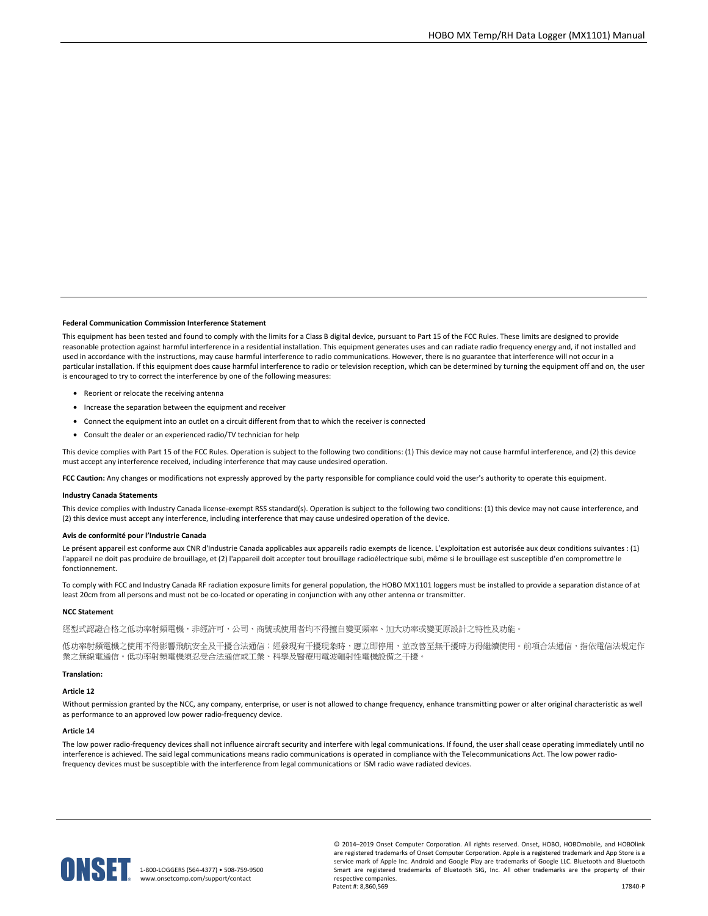**Federal Communication Commission Interference Statement**

This equipment has been tested and found to comply with the limits for a Class B digital device, pursuant to Part 15 of the FCC Rules. These limits are designed to provide reasonable protection against harmful interference in a residential installation. This equipment generates uses and can radiate radio frequency energy and, if not installed and used in accordance with the instructions, may cause harmful interference to radio communications. However, there is no guarantee that interference will not occur in a particular installation. If this equipment does cause harmful interference to radio or television reception, which can be determined by turning the equipment off and on, the user is encouraged to try to correct the interference by one of the following measures:

- Reorient or relocate the receiving antenna
- Increase the separation between the equipment and receiver
- Connect the equipment into an outlet on a circuit different from that to which the receiver is connected
- Consult the dealer or an experienced radio/TV technician for help

This device complies with Part 15 of the FCC Rules. Operation is subject to the following two conditions: (1) This device may not cause harmful interference, and (2) this device must accept any interference received, including interference that may cause undesired operation.

**FCC Caution:** Any changes or modifications not expressly approved by the party responsible for compliance could void the user's authority to operate this equipment.

**Industry Canada Statements**

This device complies with Industry Canada license-exempt RSS standard(s). Operation is subject to the following two conditions: (1) this device may not cause interference, and (2) this device must accept any interference, including interference that may cause undesired operation of the device.

**Avis de conformité pour l'Industrie Canada**

Le présent appareil est conforme aux CNR d'Industrie Canada applicables aux appareils radio exempts de licence. L'exploitation est autorisée aux deux conditions suivantes : (1) l'appareil ne doit pas produire de brouillage, et (2) l'appareil doit accepter tout brouillage radioélectrique subi, même si le brouillage est susceptible d'en compromettre le fonctionnement.

To comply with FCC and Industry Canada RF radiation exposure limits for general population, the HOBO MX1101 loggers must be installed to provide a separation distance of at least 20cm from all persons and must not be co-located or operating in conjunction with any other antenna or transmitter.

**NCC Statement**

經型式認證合格之低功率射頻電機，非經許可，公司、商號或使用者均不得擅自變更頻率、加大功率或變更原設計之特性及功能。

低功率射頻電機之使用不得影響飛航安全及干擾合法通信；經發現有干擾現象時，應立即停用，並改善至無干擾時方得繼續使用。前項合法通信，指依電信法規定作業之無線電通信。低功率射頻電機須忍受合法通信或工業、科學及醫療用電波輻射性電機設備之干擾。

**Translation:**

**Article 12**

Without permission granted by the NCC, any company, enterprise, or user is not allowed to change frequency, enhance transmitting power or alter original characteristic as well as performance to an approved low power radio-frequency device.

**Article 14**

The low power radio-frequency devices shall not influence aircraft security and interfere with legal communications. If found, the user shall cease operating immediately until no interference is achieved. The said legal communications means radio communications is operated in compliance with the Telecommunications Act. The low power radio-frequency devices must be susceptible with the interference from legal communications or ISM radio wave radiated devices.

ONSET

1-800-LOGGERS (564-4377) • 508-759-9500
www.onsetcomp.com/support/contact

© 2014–2019 Onset Computer Corporation. All rights reserved. Onset, HOBO, HOBOmobile, and HOBOlink are registered trademarks of Onset Computer Corporation. Apple is a registered trademark and App Store is a service mark of Apple Inc. Android and Google Play are trademarks of Google LLC. Bluetooth and Bluetooth Smart are registered trademarks of Bluetooth SIG, Inc. All other trademarks are the property of their respective companies.
Patent #: 8,860,569

17840-P